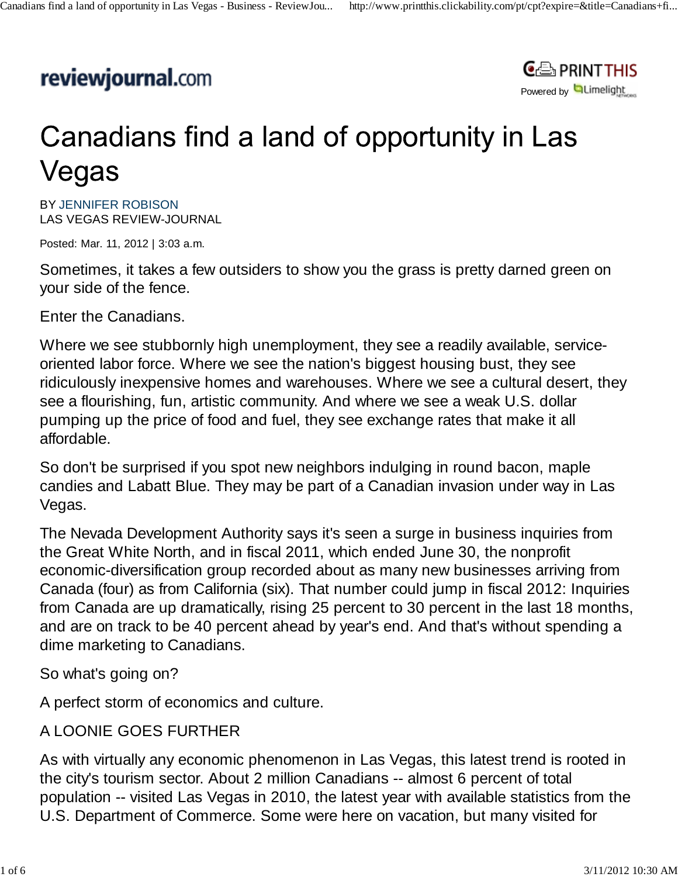reviewjournal.com

# Canadians find a land of opportunity in Las Vegas

BY JENNIFER ROBISON
LAS VEGAS REVIEW-JOURNAL

Posted: Mar. 11, 2012 | 3:03 a.m.

Sometimes, it takes a few outsiders to show you the grass is pretty darned green on your side of the fence.

Enter the Canadians.

Where we see stubbornly high unemployment, they see a readily available, service-oriented labor force. Where we see the nation's biggest housing bust, they see ridiculously inexpensive homes and warehouses. Where we see a cultural desert, they see a flourishing, fun, artistic community. And where we see a weak U.S. dollar pumping up the price of food and fuel, they see exchange rates that make it all affordable.

So don't be surprised if you spot new neighbors indulging in round bacon, maple candies and Labatt Blue. They may be part of a Canadian invasion under way in Las Vegas.

The Nevada Development Authority says it's seen a surge in business inquiries from the Great White North, and in fiscal 2011, which ended June 30, the nonprofit economic-diversification group recorded about as many new businesses arriving from Canada (four) as from California (six). That number could jump in fiscal 2012: Inquiries from Canada are up dramatically, rising 25 percent to 30 percent in the last 18 months, and are on track to be 40 percent ahead by year's end. And that's without spending a dime marketing to Canadians.

So what's going on?

A perfect storm of economics and culture.

## A LOONIE GOES FURTHER

As with virtually any economic phenomenon in Las Vegas, this latest trend is rooted in the city's tourism sector. About 2 million Canadians -- almost 6 percent of total population -- visited Las Vegas in 2010, the latest year with available statistics from the U.S. Department of Commerce. Some were here on vacation, but many visited for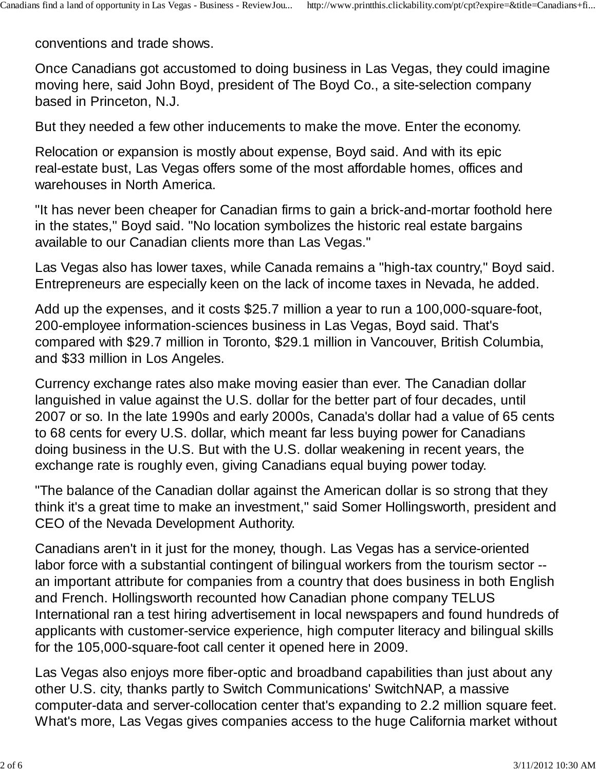conventions and trade shows.

Once Canadians got accustomed to doing business in Las Vegas, they could imagine moving here, said John Boyd, president of The Boyd Co., a site-selection company based in Princeton, N.J.

But they needed a few other inducements to make the move. Enter the economy.

Relocation or expansion is mostly about expense, Boyd said. And with its epic real-estate bust, Las Vegas offers some of the most affordable homes, offices and warehouses in North America.

"It has never been cheaper for Canadian firms to gain a brick-and-mortar foothold here in the states," Boyd said. "No location symbolizes the historic real estate bargains available to our Canadian clients more than Las Vegas."

Las Vegas also has lower taxes, while Canada remains a "high-tax country," Boyd said. Entrepreneurs are especially keen on the lack of income taxes in Nevada, he added.

Add up the expenses, and it costs $25.7 million a year to run a 100,000-square-foot, 200-employee information-sciences business in Las Vegas, Boyd said. That's compared with $29.7 million in Toronto, $29.1 million in Vancouver, British Columbia, and $33 million in Los Angeles.

Currency exchange rates also make moving easier than ever. The Canadian dollar languished in value against the U.S. dollar for the better part of four decades, until 2007 or so. In the late 1990s and early 2000s, Canada's dollar had a value of 65 cents to 68 cents for every U.S. dollar, which meant far less buying power for Canadians doing business in the U.S. But with the U.S. dollar weakening in recent years, the exchange rate is roughly even, giving Canadians equal buying power today.

"The balance of the Canadian dollar against the American dollar is so strong that they think it's a great time to make an investment," said Somer Hollingsworth, president and CEO of the Nevada Development Authority.

Canadians aren't in it just for the money, though. Las Vegas has a service-oriented labor force with a substantial contingent of bilingual workers from the tourism sector -- an important attribute for companies from a country that does business in both English and French. Hollingsworth recounted how Canadian phone company TELUS International ran a test hiring advertisement in local newspapers and found hundreds of applicants with customer-service experience, high computer literacy and bilingual skills for the 105,000-square-foot call center it opened here in 2009.

Las Vegas also enjoys more fiber-optic and broadband capabilities than just about any other U.S. city, thanks partly to Switch Communications' SwitchNAP, a massive computer-data and server-collocation center that's expanding to 2.2 million square feet. What's more, Las Vegas gives companies access to the huge California market without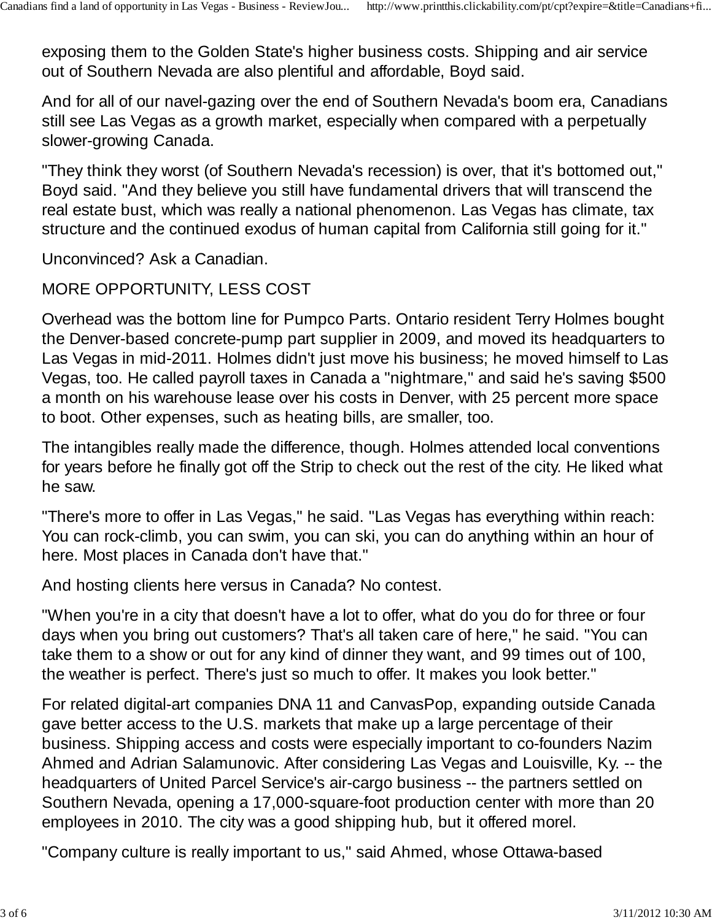exposing them to the Golden State's higher business costs. Shipping and air service out of Southern Nevada are also plentiful and affordable, Boyd said.

And for all of our navel-gazing over the end of Southern Nevada's boom era, Canadians still see Las Vegas as a growth market, especially when compared with a perpetually slower-growing Canada.

"They think they worst (of Southern Nevada's recession) is over, that it's bottomed out," Boyd said. "And they believe you still have fundamental drivers that will transcend the real estate bust, which was really a national phenomenon. Las Vegas has climate, tax structure and the continued exodus of human capital from California still going for it."

Unconvinced? Ask a Canadian.

MORE OPPORTUNITY, LESS COST

Overhead was the bottom line for Pumpco Parts. Ontario resident Terry Holmes bought the Denver-based concrete-pump part supplier in 2009, and moved its headquarters to Las Vegas in mid-2011. Holmes didn't just move his business; he moved himself to Las Vegas, too. He called payroll taxes in Canada a "nightmare," and said he's saving $500 a month on his warehouse lease over his costs in Denver, with 25 percent more space to boot. Other expenses, such as heating bills, are smaller, too.

The intangibles really made the difference, though. Holmes attended local conventions for years before he finally got off the Strip to check out the rest of the city. He liked what he saw.

"There's more to offer in Las Vegas," he said. "Las Vegas has everything within reach: You can rock-climb, you can swim, you can ski, you can do anything within an hour of here. Most places in Canada don't have that."

And hosting clients here versus in Canada? No contest.

"When you're in a city that doesn't have a lot to offer, what do you do for three or four days when you bring out customers? That's all taken care of here," he said. "You can take them to a show or out for any kind of dinner they want, and 99 times out of 100, the weather is perfect. There's just so much to offer. It makes you look better."

For related digital-art companies DNA 11 and CanvasPop, expanding outside Canada gave better access to the U.S. markets that make up a large percentage of their business. Shipping access and costs were especially important to co-founders Nazim Ahmed and Adrian Salamunovic. After considering Las Vegas and Louisville, Ky. -- the headquarters of United Parcel Service's air-cargo business -- the partners settled on Southern Nevada, opening a 17,000-square-foot production center with more than 20 employees in 2010. The city was a good shipping hub, but it offered morel.

"Company culture is really important to us," said Ahmed, whose Ottawa-based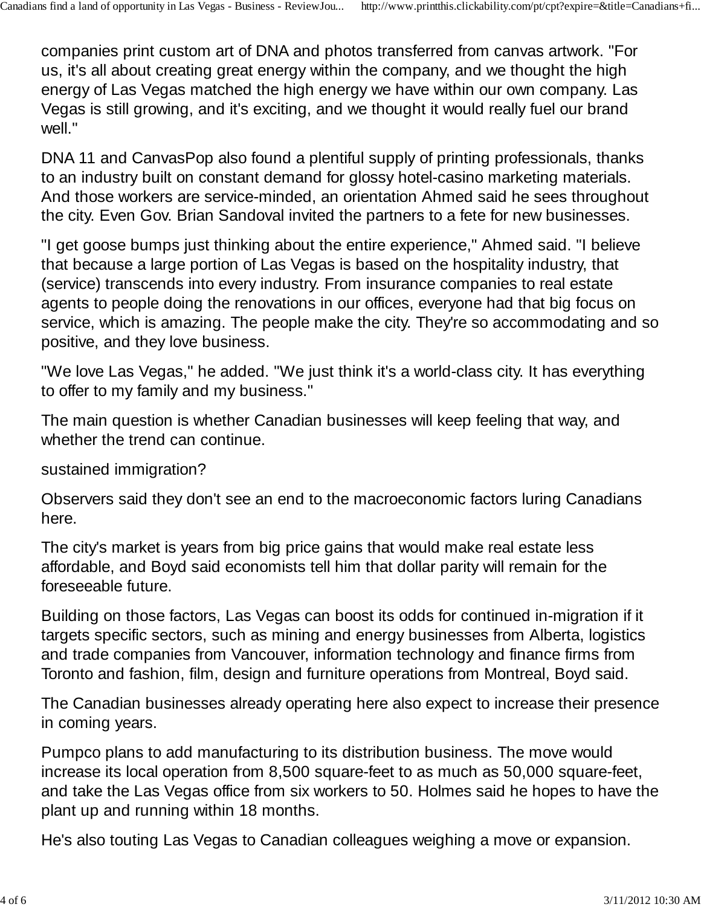companies print custom art of DNA and photos transferred from canvas artwork. "For us, it's all about creating great energy within the company, and we thought the high energy of Las Vegas matched the high energy we have within our own company. Las Vegas is still growing, and it's exciting, and we thought it would really fuel our brand well."

DNA 11 and CanvasPop also found a plentiful supply of printing professionals, thanks to an industry built on constant demand for glossy hotel-casino marketing materials. And those workers are service-minded, an orientation Ahmed said he sees throughout the city. Even Gov. Brian Sandoval invited the partners to a fete for new businesses.

"I get goose bumps just thinking about the entire experience," Ahmed said. "I believe that because a large portion of Las Vegas is based on the hospitality industry, that (service) transcends into every industry. From insurance companies to real estate agents to people doing the renovations in our offices, everyone had that big focus on service, which is amazing. The people make the city. They're so accommodating and so positive, and they love business.

"We love Las Vegas," he added. "We just think it's a world-class city. It has everything to offer to my family and my business."

The main question is whether Canadian businesses will keep feeling that way, and whether the trend can continue.

sustained immigration?

Observers said they don't see an end to the macroeconomic factors luring Canadians here.

The city's market is years from big price gains that would make real estate less affordable, and Boyd said economists tell him that dollar parity will remain for the foreseeable future.

Building on those factors, Las Vegas can boost its odds for continued in-migration if it targets specific sectors, such as mining and energy businesses from Alberta, logistics and trade companies from Vancouver, information technology and finance firms from Toronto and fashion, film, design and furniture operations from Montreal, Boyd said.

The Canadian businesses already operating here also expect to increase their presence in coming years.

Pumpco plans to add manufacturing to its distribution business. The move would increase its local operation from 8,500 square-feet to as much as 50,000 square-feet, and take the Las Vegas office from six workers to 50. Holmes said he hopes to have the plant up and running within 18 months.

He's also touting Las Vegas to Canadian colleagues weighing a move or expansion.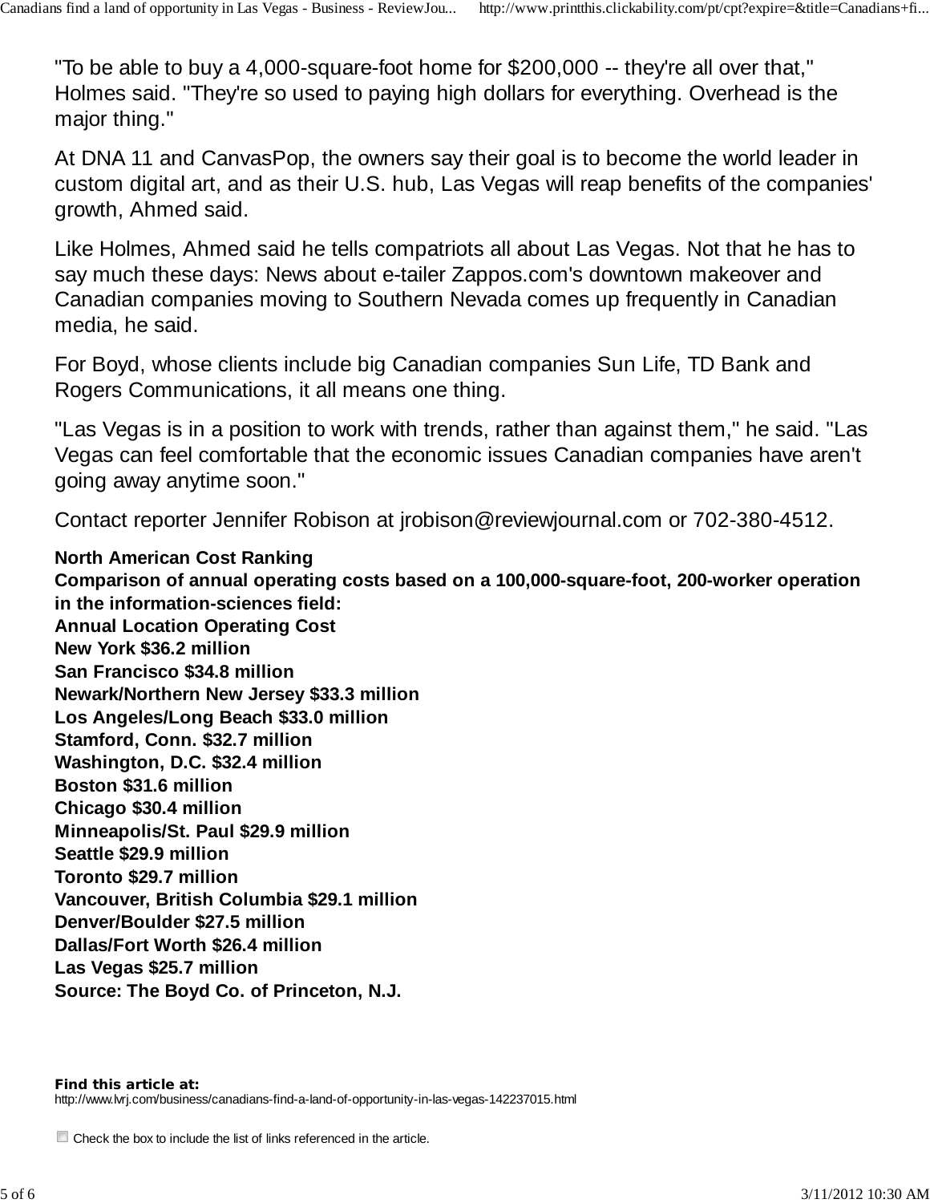"To be able to buy a 4,000-square-foot home for $200,000 -- they're all over that," Holmes said. "They're so used to paying high dollars for everything. Overhead is the major thing."

At DNA 11 and CanvasPop, the owners say their goal is to become the world leader in custom digital art, and as their U.S. hub, Las Vegas will reap benefits of the companies' growth, Ahmed said.

Like Holmes, Ahmed said he tells compatriots all about Las Vegas. Not that he has to say much these days: News about e-tailer Zappos.com's downtown makeover and Canadian companies moving to Southern Nevada comes up frequently in Canadian media, he said.

For Boyd, whose clients include big Canadian companies Sun Life, TD Bank and Rogers Communications, it all means one thing.

"Las Vegas is in a position to work with trends, rather than against them," he said. "Las Vegas can feel comfortable that the economic issues Canadian companies have aren't going away anytime soon."

Contact reporter Jennifer Robison at jrobison@reviewjournal.com or 702-380-4512.

**North American Cost Ranking**
**Comparison of annual operating costs based on a 100,000-square-foot, 200-worker operation in the information-sciences field:**

| Location | Annual Operating Cost |
|---|---|
| New York | $36.2 million |
| San Francisco | $34.8 million |
| Newark/Northern New Jersey | $33.3 million |
| Los Angeles/Long Beach | $33.0 million |
| Stamford, Conn. | $32.7 million |
| Washington, D.C. | $32.4 million |
| Boston | $31.6 million |
| Chicago | $30.4 million |
| Minneapolis/St. Paul | $29.9 million |
| Seattle | $29.9 million |
| Toronto | $29.7 million |
| Vancouver, British Columbia | $29.1 million |
| Denver/Boulder | $27.5 million |
| Dallas/Fort Worth | $26.4 million |
| Las Vegas | $25.7 million |

**Source: The Boyd Co. of Princeton, N.J.**

**Find this article at:**
http://www.lvrj.com/business/canadians-find-a-land-of-opportunity-in-las-vegas-142237015.html

Check the box to include the list of links referenced in the article.